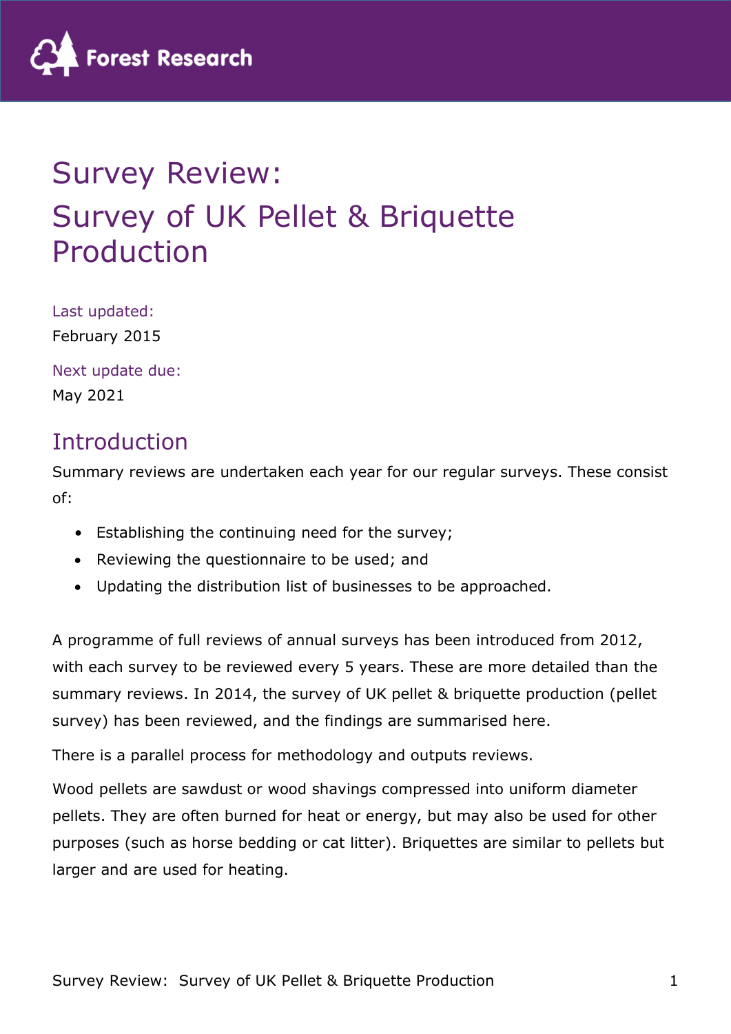# Survey Review:
# Survey of UK Pellet & Briquette Production

Last updated:

February 2015

Next update due:

May 2021

## Introduction

Summary reviews are undertaken each year for our regular surveys. These consist of:

- Establishing the continuing need for the survey;
- Reviewing the questionnaire to be used; and
- Updating the distribution list of businesses to be approached.

A programme of full reviews of annual surveys has been introduced from 2012, with each survey to be reviewed every 5 years. These are more detailed than the summary reviews. In 2014, the survey of UK pellet & briquette production (pellet survey) has been reviewed, and the findings are summarised here.

There is a parallel process for methodology and outputs reviews.

Wood pellets are sawdust or wood shavings compressed into uniform diameter pellets. They are often burned for heat or energy, but may also be used for other purposes (such as horse bedding or cat litter). Briquettes are similar to pellets but larger and are used for heating.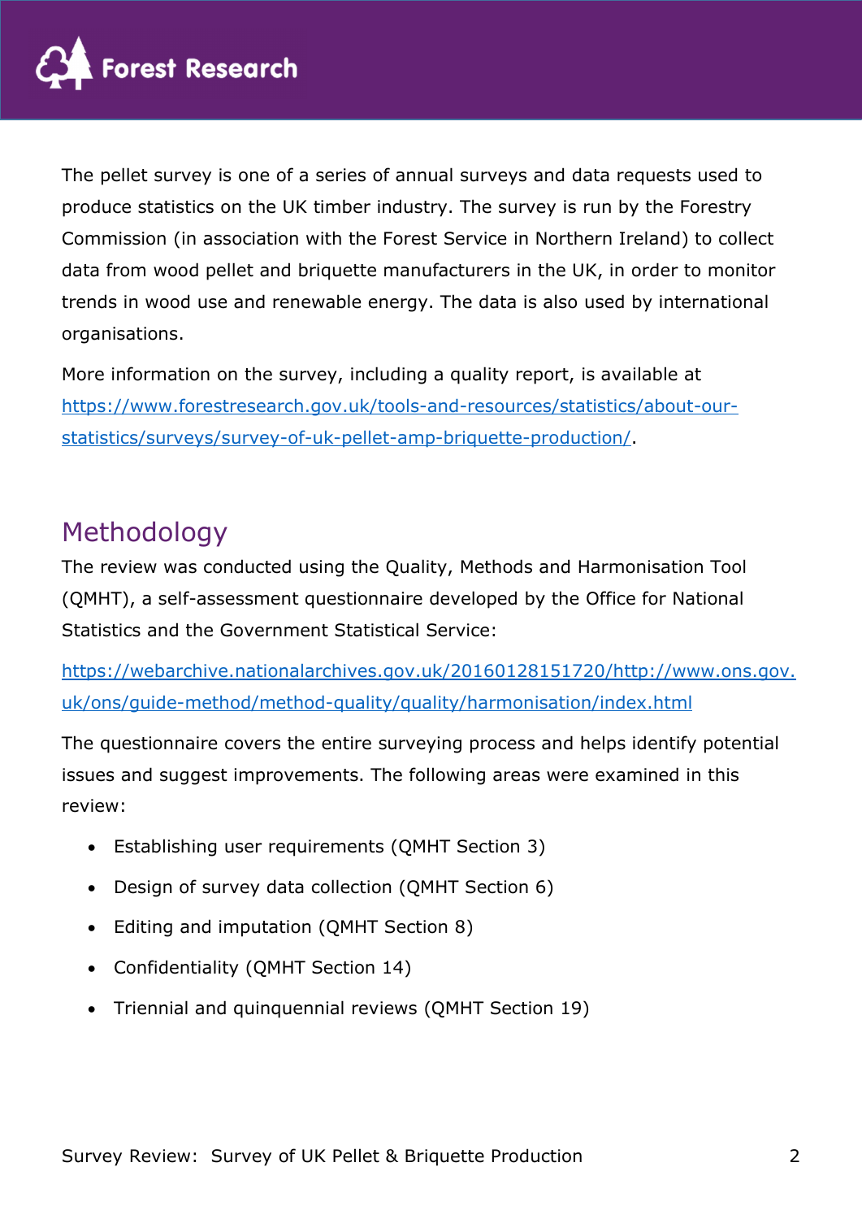The pellet survey is one of a series of annual surveys and data requests used to produce statistics on the UK timber industry. The survey is run by the Forestry Commission (in association with the Forest Service in Northern Ireland) to collect data from wood pellet and briquette manufacturers in the UK, in order to monitor trends in wood use and renewable energy. The data is also used by international organisations.

More information on the survey, including a quality report, is available at https://www.forestresearch.gov.uk/tools-and-resources/statistics/about-our-statistics/surveys/survey-of-uk-pellet-amp-briquette-production/.

## Methodology

The review was conducted using the Quality, Methods and Harmonisation Tool (QMHT), a self-assessment questionnaire developed by the Office for National Statistics and the Government Statistical Service:

https://webarchive.nationalarchives.gov.uk/20160128151720/http://www.ons.gov.uk/ons/guide-method/method-quality/quality/harmonisation/index.html

The questionnaire covers the entire surveying process and helps identify potential issues and suggest improvements. The following areas were examined in this review:

- Establishing user requirements (QMHT Section 3)
- Design of survey data collection (QMHT Section 6)
- Editing and imputation (QMHT Section 8)
- Confidentiality (QMHT Section 14)
- Triennial and quinquennial reviews (QMHT Section 19)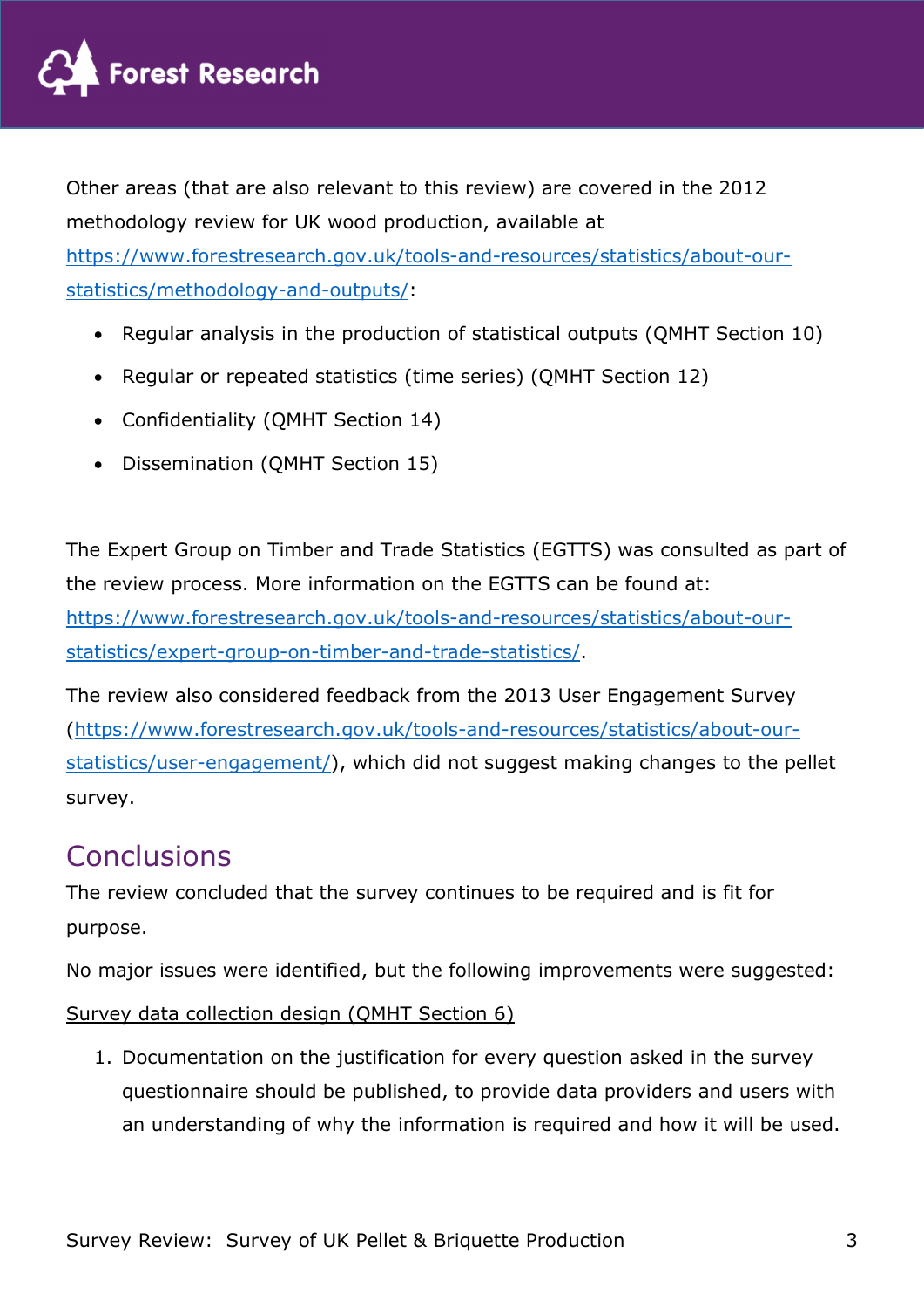Other areas (that are also relevant to this review) are covered in the 2012 methodology review for UK wood production, available at https://www.forestresearch.gov.uk/tools-and-resources/statistics/about-our-statistics/methodology-and-outputs/:

- Regular analysis in the production of statistical outputs (QMHT Section 10)
- Regular or repeated statistics (time series) (QMHT Section 12)
- Confidentiality (QMHT Section 14)
- Dissemination (QMHT Section 15)

The Expert Group on Timber and Trade Statistics (EGTTS) was consulted as part of the review process. More information on the EGTTS can be found at: https://www.forestresearch.gov.uk/tools-and-resources/statistics/about-our-statistics/expert-group-on-timber-and-trade-statistics/.

The review also considered feedback from the 2013 User Engagement Survey (https://www.forestresearch.gov.uk/tools-and-resources/statistics/about-our-statistics/user-engagement/), which did not suggest making changes to the pellet survey.

## Conclusions

The review concluded that the survey continues to be required and is fit for purpose.

No major issues were identified, but the following improvements were suggested:

Survey data collection design (QMHT Section 6)

1. Documentation on the justification for every question asked in the survey questionnaire should be published, to provide data providers and users with an understanding of why the information is required and how it will be used.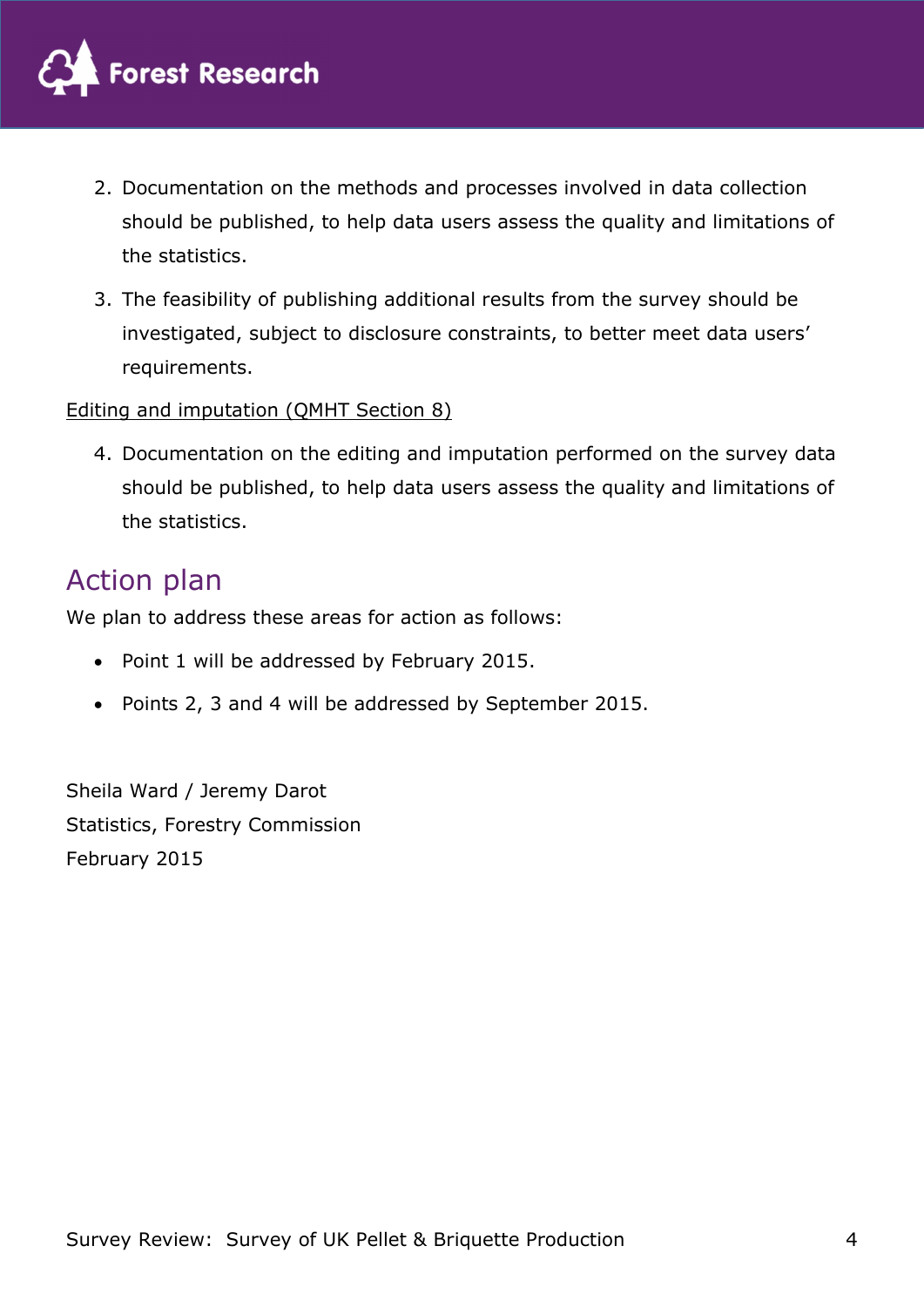2. Documentation on the methods and processes involved in data collection should be published, to help data users assess the quality and limitations of the statistics.
3. The feasibility of publishing additional results from the survey should be investigated, subject to disclosure constraints, to better meet data users' requirements.

Editing and imputation (QMHT Section 8)

4. Documentation on the editing and imputation performed on the survey data should be published, to help data users assess the quality and limitations of the statistics.

## Action plan

We plan to address these areas for action as follows:

- Point 1 will be addressed by February 2015.
- Points 2, 3 and 4 will be addressed by September 2015.

Sheila Ward / Jeremy Darot
Statistics, Forestry Commission
February 2015